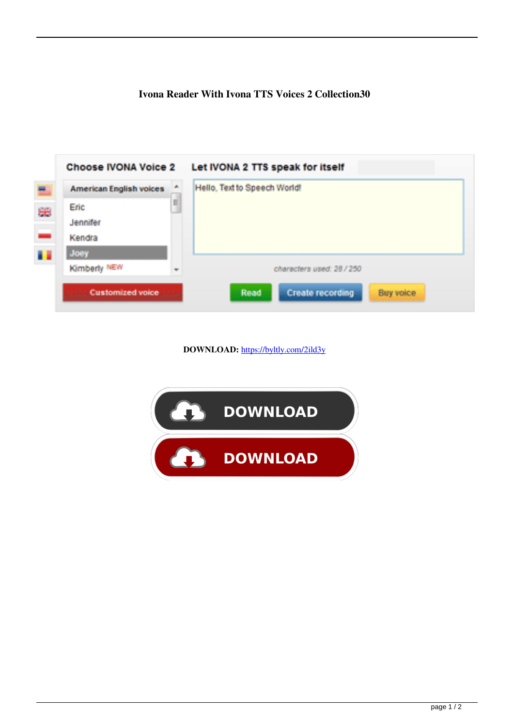# Ivona Reader With Ivona TTS Voices 2 Collection30

Choose IVONA Voice 2

Let IVONA 2 TTS speak for itself

American English voices

Eric

Jennifer

Kendra

Joey

Kimberly NEW

Hello, Text to Speech World!

characters used: 28 / 250

Customized voice

Read

Create recording

Buy voice

**DOWNLOAD:** https://byltly.com/2ild3y

DOWNLOAD

DOWNLOAD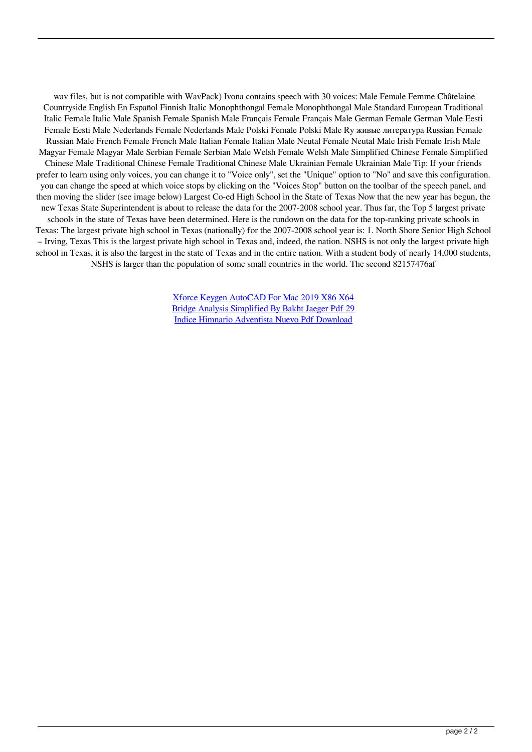wav files, but is not compatible with WavPack) Ivona contains speech with 30 voices: Male Female Femme Châtelaine Countryside English En Español Finnish Italic Monophthongal Female Monophthongal Male Standard European Traditional Italic Female Italic Male Spanish Female Spanish Male Français Female Français Male German Female German Male Eesti Female Eesti Male Nederlands Female Nederlands Male Polski Female Polski Male Ry живые литература Russian Female Russian Male French Female French Male Italian Female Italian Male Neutal Female Neutal Male Irish Female Irish Male Magyar Female Magyar Male Serbian Female Serbian Male Welsh Female Welsh Male Simplified Chinese Female Simplified Chinese Male Traditional Chinese Female Traditional Chinese Male Ukrainian Female Ukrainian Male Tip: If your friends prefer to learn using only voices, you can change it to "Voice only", set the "Unique" option to "No" and save this configuration. you can change the speed at which voice stops by clicking on the "Voices Stop" button on the toolbar of the speech panel, and then moving the slider (see image below) Largest Co-ed High School in the State of Texas Now that the new year has begun, the new Texas State Superintendent is about to release the data for the 2007-2008 school year. Thus far, the Top 5 largest private schools in the state of Texas have been determined. Here is the rundown on the data for the top-ranking private schools in Texas: The largest private high school in Texas (nationally) for the 2007-2008 school year is: 1. North Shore Senior High School – Irving, Texas This is the largest private high school in Texas and, indeed, the nation. NSHS is not only the largest private high school in Texas, it is also the largest in the state of Texas and in the entire nation. With a student body of nearly 14,000 students, NSHS is larger than the population of some small countries in the world. The second 82157476af

Xforce Keygen AutoCAD For Mac 2019 X86 X64
Bridge Analysis Simplified By Bakht Jaeger Pdf 29
Indice Himnario Adventista Nuevo Pdf Download